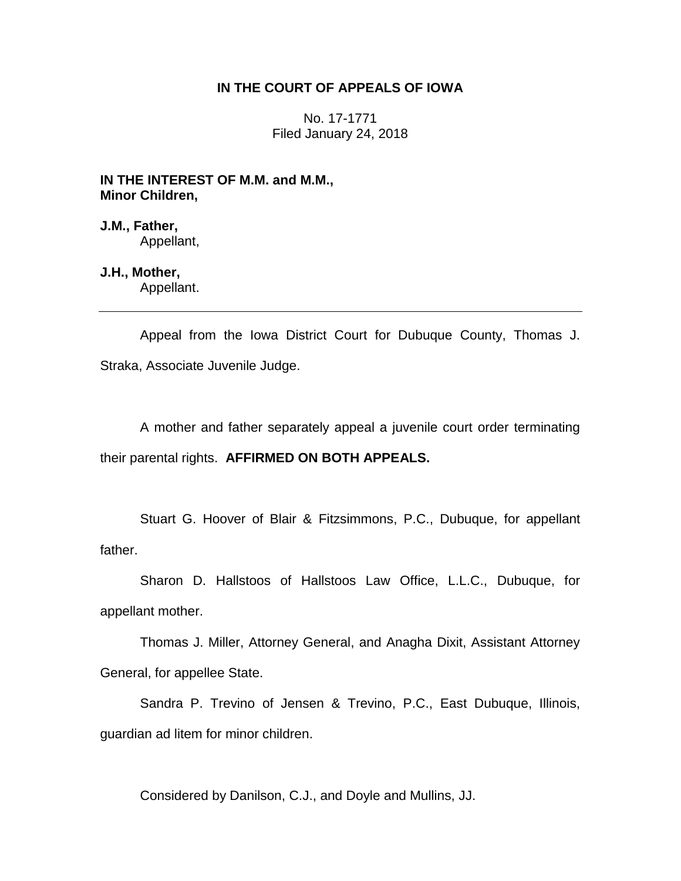**IN THE COURT OF APPEALS OF IOWA**

No. 17-1771
Filed January 24, 2018

**IN THE INTEREST OF M.M. and M.M., Minor Children,**

**J.M., Father,**
Appellant,

**J.H., Mother,**
Appellant.

---

Appeal from the Iowa District Court for Dubuque County, Thomas J. Straka, Associate Juvenile Judge.

A mother and father separately appeal a juvenile court order terminating their parental rights. **AFFIRMED ON BOTH APPEALS.**

Stuart G. Hoover of Blair & Fitzsimmons, P.C., Dubuque, for appellant father.

Sharon D. Hallstoos of Hallstoos Law Office, L.L.C., Dubuque, for appellant mother.

Thomas J. Miller, Attorney General, and Anagha Dixit, Assistant Attorney General, for appellee State.

Sandra P. Trevino of Jensen & Trevino, P.C., East Dubuque, Illinois, guardian ad litem for minor children.

Considered by Danilson, C.J., and Doyle and Mullins, JJ.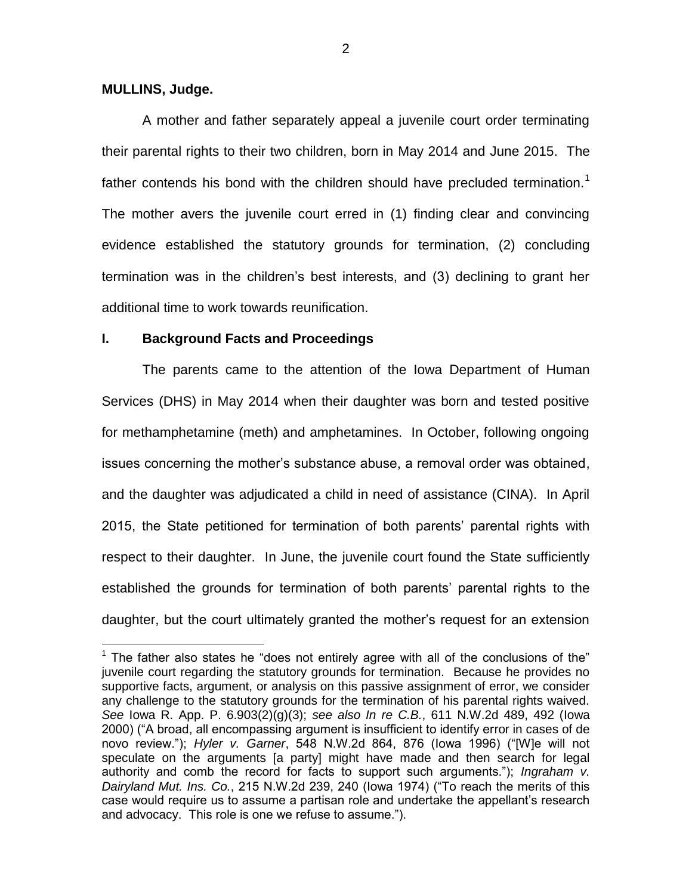**MULLINS, Judge.**

A mother and father separately appeal a juvenile court order terminating their parental rights to their two children, born in May 2014 and June 2015. The father contends his bond with the children should have precluded termination.[1] The mother avers the juvenile court erred in (1) finding clear and convincing evidence established the statutory grounds for termination, (2) concluding termination was in the children's best interests, and (3) declining to grant her additional time to work towards reunification.

## I. Background Facts and Proceedings

The parents came to the attention of the Iowa Department of Human Services (DHS) in May 2014 when their daughter was born and tested positive for methamphetamine (meth) and amphetamines. In October, following ongoing issues concerning the mother's substance abuse, a removal order was obtained, and the daughter was adjudicated a child in need of assistance (CINA). In April 2015, the State petitioned for termination of both parents' parental rights with respect to their daughter. In June, the juvenile court found the State sufficiently established the grounds for termination of both parents' parental rights to the daughter, but the court ultimately granted the mother's request for an extension

---

[1] The father also states he "does not entirely agree with all of the conclusions of the" juvenile court regarding the statutory grounds for termination. Because he provides no supportive facts, argument, or analysis on this passive assignment of error, we consider any challenge to the statutory grounds for the termination of his parental rights waived. *See* Iowa R. App. P. 6.903(2)(g)(3); *see also In re C.B.*, 611 N.W.2d 489, 492 (Iowa 2000) ("A broad, all encompassing argument is insufficient to identify error in cases of de novo review."); *Hyler v. Garner*, 548 N.W.2d 864, 876 (Iowa 1996) ("[W]e will not speculate on the arguments [a party] might have made and then search for legal authority and comb the record for facts to support such arguments."); *Ingraham v. Dairyland Mut. Ins. Co.*, 215 N.W.2d 239, 240 (Iowa 1974) ("To reach the merits of this case would require us to assume a partisan role and undertake the appellant's research and advocacy. This role is one we refuse to assume.").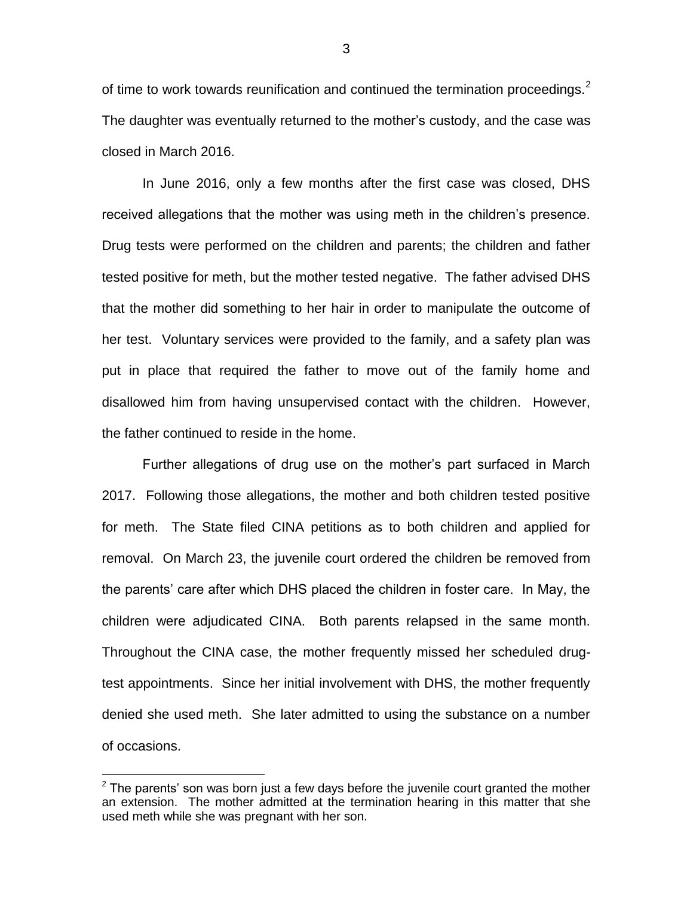of time to work towards reunification and continued the termination proceedings.[2] The daughter was eventually returned to the mother's custody, and the case was closed in March 2016.

In June 2016, only a few months after the first case was closed, DHS received allegations that the mother was using meth in the children's presence. Drug tests were performed on the children and parents; the children and father tested positive for meth, but the mother tested negative. The father advised DHS that the mother did something to her hair in order to manipulate the outcome of her test. Voluntary services were provided to the family, and a safety plan was put in place that required the father to move out of the family home and disallowed him from having unsupervised contact with the children. However, the father continued to reside in the home.

Further allegations of drug use on the mother's part surfaced in March 2017. Following those allegations, the mother and both children tested positive for meth. The State filed CINA petitions as to both children and applied for removal. On March 23, the juvenile court ordered the children be removed from the parents' care after which DHS placed the children in foster care. In May, the children were adjudicated CINA. Both parents relapsed in the same month. Throughout the CINA case, the mother frequently missed her scheduled drug-test appointments. Since her initial involvement with DHS, the mother frequently denied she used meth. She later admitted to using the substance on a number of occasions.

[2] The parents' son was born just a few days before the juvenile court granted the mother an extension. The mother admitted at the termination hearing in this matter that she used meth while she was pregnant with her son.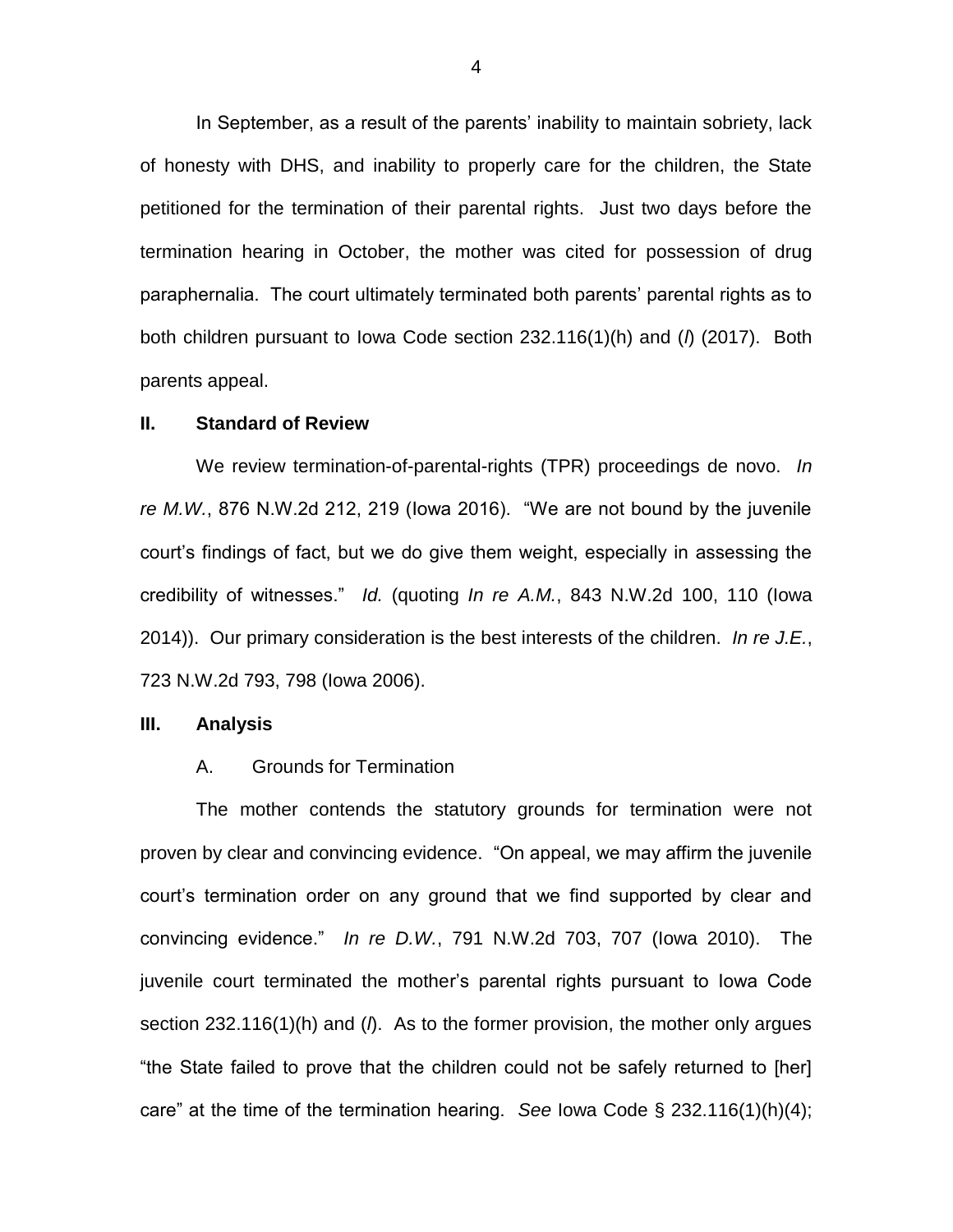In September, as a result of the parents' inability to maintain sobriety, lack of honesty with DHS, and inability to properly care for the children, the State petitioned for the termination of their parental rights. Just two days before the termination hearing in October, the mother was cited for possession of drug paraphernalia. The court ultimately terminated both parents' parental rights as to both children pursuant to Iowa Code section 232.116(1)(h) and (*l*) (2017). Both parents appeal.

## II. Standard of Review

We review termination-of-parental-rights (TPR) proceedings de novo. *In re M.W.*, 876 N.W.2d 212, 219 (Iowa 2016). "We are not bound by the juvenile court's findings of fact, but we do give them weight, especially in assessing the credibility of witnesses." *Id.* (quoting *In re A.M.*, 843 N.W.2d 100, 110 (Iowa 2014)). Our primary consideration is the best interests of the children. *In re J.E.*, 723 N.W.2d 793, 798 (Iowa 2006).

## III. Analysis

### A. Grounds for Termination

The mother contends the statutory grounds for termination were not proven by clear and convincing evidence. "On appeal, we may affirm the juvenile court's termination order on any ground that we find supported by clear and convincing evidence." *In re D.W.*, 791 N.W.2d 703, 707 (Iowa 2010). The juvenile court terminated the mother's parental rights pursuant to Iowa Code section 232.116(1)(h) and (*l*). As to the former provision, the mother only argues "the State failed to prove that the children could not be safely returned to [her] care" at the time of the termination hearing. *See* Iowa Code § 232.116(1)(h)(4);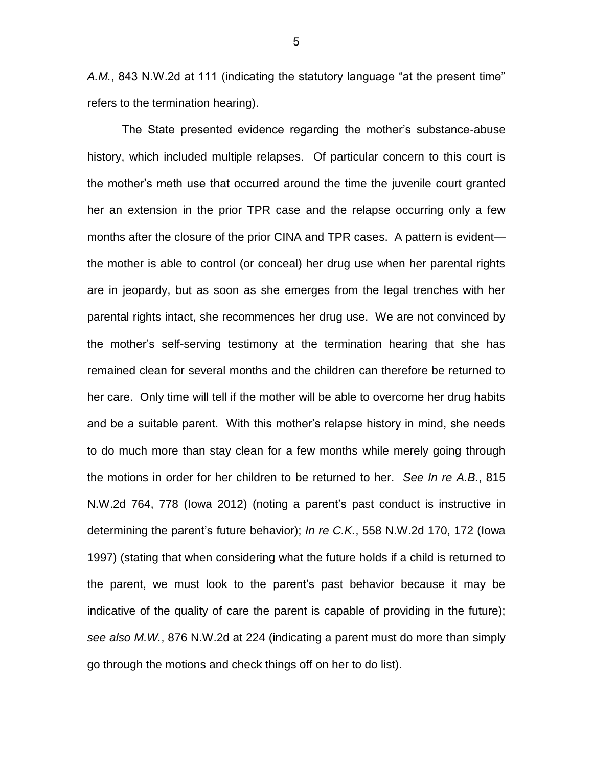*A.M.*, 843 N.W.2d at 111 (indicating the statutory language "at the present time" refers to the termination hearing).

The State presented evidence regarding the mother's substance-abuse history, which included multiple relapses. Of particular concern to this court is the mother's meth use that occurred around the time the juvenile court granted her an extension in the prior TPR case and the relapse occurring only a few months after the closure of the prior CINA and TPR cases. A pattern is evident—the mother is able to control (or conceal) her drug use when her parental rights are in jeopardy, but as soon as she emerges from the legal trenches with her parental rights intact, she recommences her drug use. We are not convinced by the mother's self-serving testimony at the termination hearing that she has remained clean for several months and the children can therefore be returned to her care. Only time will tell if the mother will be able to overcome her drug habits and be a suitable parent. With this mother's relapse history in mind, she needs to do much more than stay clean for a few months while merely going through the motions in order for her children to be returned to her. *See In re A.B.*, 815 N.W.2d 764, 778 (Iowa 2012) (noting a parent's past conduct is instructive in determining the parent's future behavior); *In re C.K.*, 558 N.W.2d 170, 172 (Iowa 1997) (stating that when considering what the future holds if a child is returned to the parent, we must look to the parent's past behavior because it may be indicative of the quality of care the parent is capable of providing in the future); *see also M.W.*, 876 N.W.2d at 224 (indicating a parent must do more than simply go through the motions and check things off on her to do list).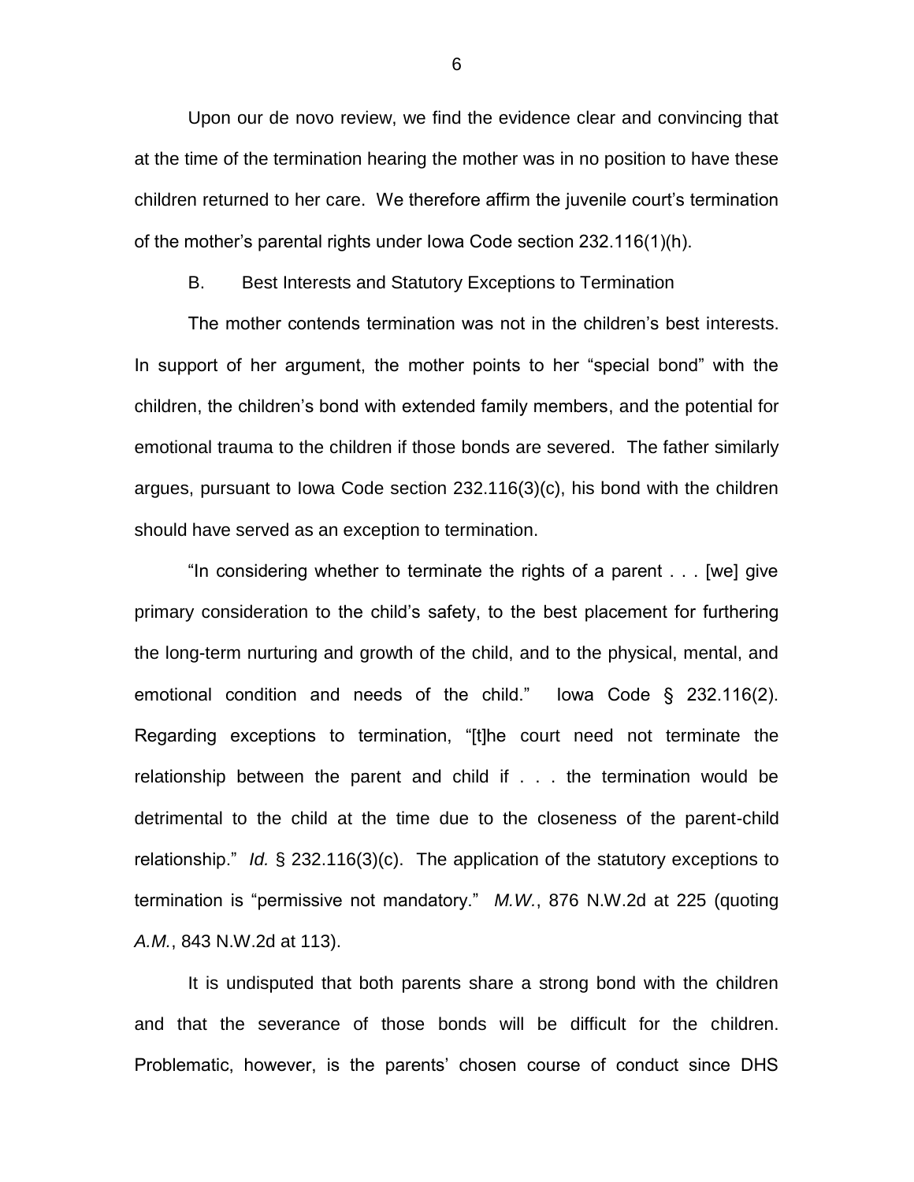Upon our de novo review, we find the evidence clear and convincing that at the time of the termination hearing the mother was in no position to have these children returned to her care. We therefore affirm the juvenile court's termination of the mother's parental rights under Iowa Code section 232.116(1)(h).

B. Best Interests and Statutory Exceptions to Termination

The mother contends termination was not in the children's best interests. In support of her argument, the mother points to her "special bond" with the children, the children's bond with extended family members, and the potential for emotional trauma to the children if those bonds are severed. The father similarly argues, pursuant to Iowa Code section 232.116(3)(c), his bond with the children should have served as an exception to termination.

"In considering whether to terminate the rights of a parent . . . [we] give primary consideration to the child's safety, to the best placement for furthering the long-term nurturing and growth of the child, and to the physical, mental, and emotional condition and needs of the child." Iowa Code § 232.116(2). Regarding exceptions to termination, "[t]he court need not terminate the relationship between the parent and child if . . . the termination would be detrimental to the child at the time due to the closeness of the parent-child relationship." *Id.* § 232.116(3)(c). The application of the statutory exceptions to termination is "permissive not mandatory." *M.W.*, 876 N.W.2d at 225 (quoting *A.M.*, 843 N.W.2d at 113).

It is undisputed that both parents share a strong bond with the children and that the severance of those bonds will be difficult for the children. Problematic, however, is the parents' chosen course of conduct since DHS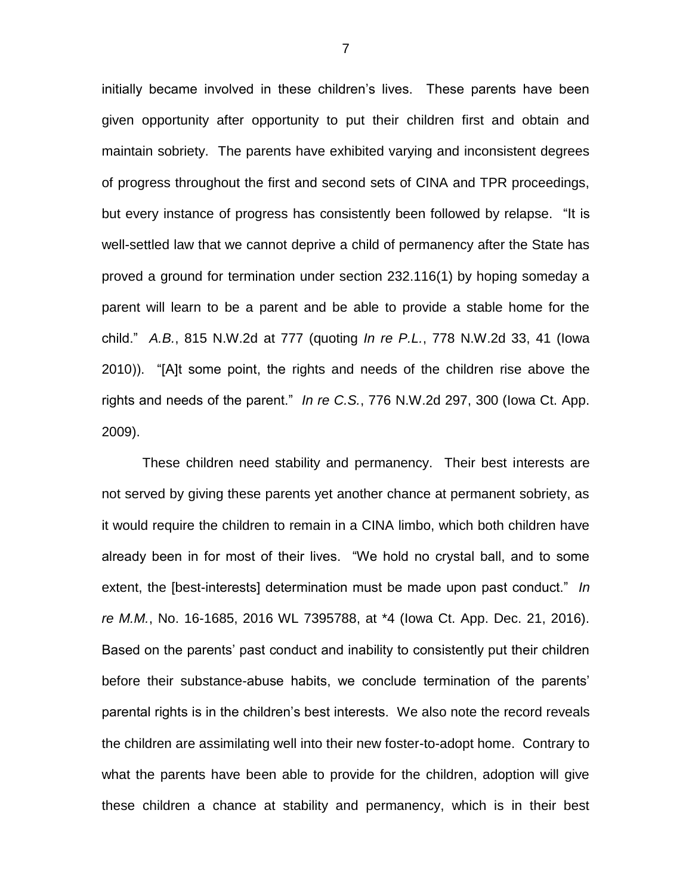initially became involved in these children's lives. These parents have been given opportunity after opportunity to put their children first and obtain and maintain sobriety. The parents have exhibited varying and inconsistent degrees of progress throughout the first and second sets of CINA and TPR proceedings, but every instance of progress has consistently been followed by relapse. "It is well-settled law that we cannot deprive a child of permanency after the State has proved a ground for termination under section 232.116(1) by hoping someday a parent will learn to be a parent and be able to provide a stable home for the child." *A.B.*, 815 N.W.2d at 777 (quoting *In re P.L.*, 778 N.W.2d 33, 41 (Iowa 2010)). "[A]t some point, the rights and needs of the children rise above the rights and needs of the parent." *In re C.S.*, 776 N.W.2d 297, 300 (Iowa Ct. App. 2009).

These children need stability and permanency. Their best interests are not served by giving these parents yet another chance at permanent sobriety, as it would require the children to remain in a CINA limbo, which both children have already been in for most of their lives. "We hold no crystal ball, and to some extent, the [best-interests] determination must be made upon past conduct." *In re M.M.*, No. 16-1685, 2016 WL 7395788, at *4 (Iowa Ct. App. Dec. 21, 2016). Based on the parents' past conduct and inability to consistently put their children before their substance-abuse habits, we conclude termination of the parents' parental rights is in the children's best interests. We also note the record reveals the children are assimilating well into their new foster-to-adopt home. Contrary to what the parents have been able to provide for the children, adoption will give these children a chance at stability and permanency, which is in their best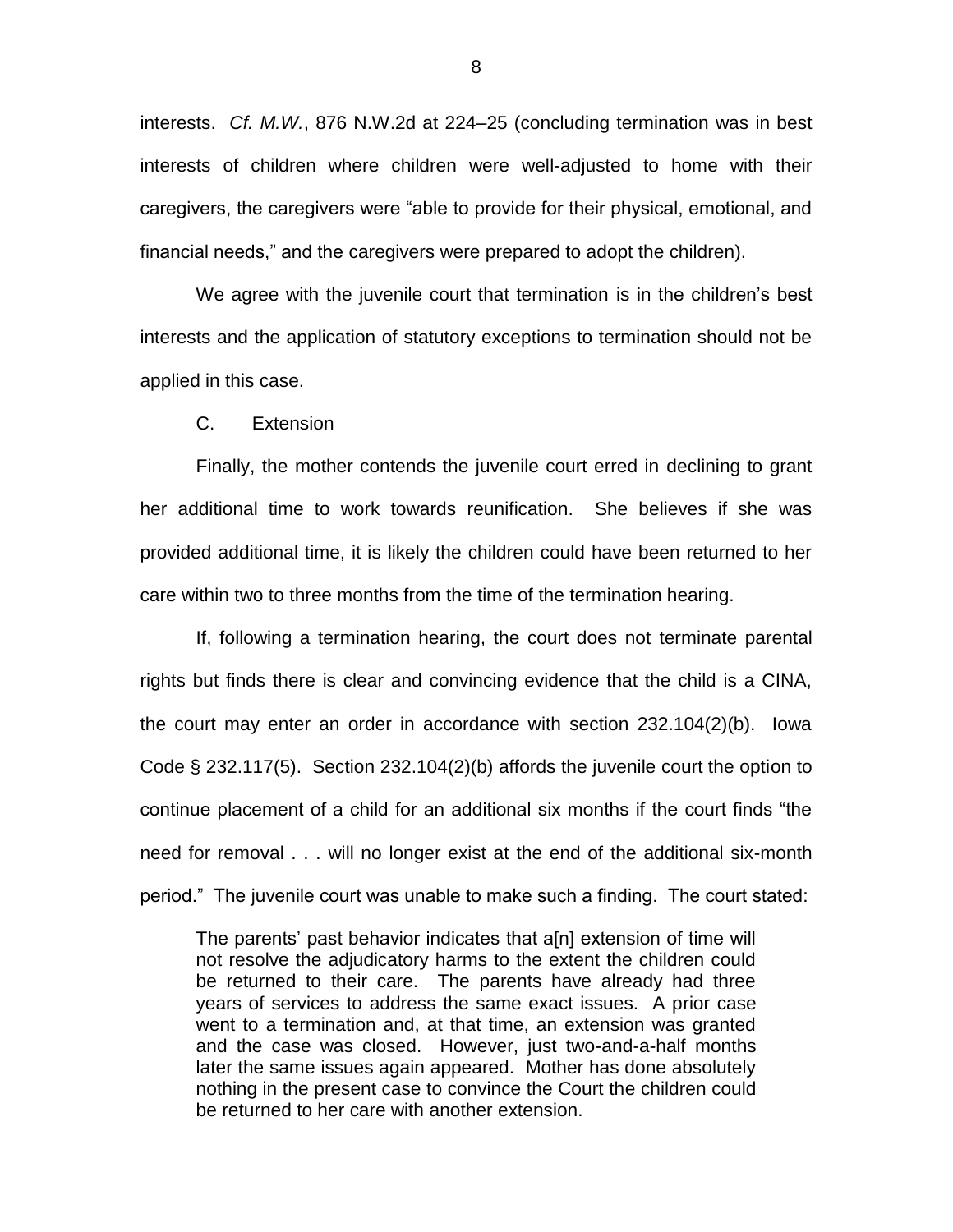interests. *Cf. M.W.*, 876 N.W.2d at 224–25 (concluding termination was in best interests of children where children were well-adjusted to home with their caregivers, the caregivers were "able to provide for their physical, emotional, and financial needs," and the caregivers were prepared to adopt the children).

We agree with the juvenile court that termination is in the children's best interests and the application of statutory exceptions to termination should not be applied in this case.

C. Extension

Finally, the mother contends the juvenile court erred in declining to grant her additional time to work towards reunification. She believes if she was provided additional time, it is likely the children could have been returned to her care within two to three months from the time of the termination hearing.

If, following a termination hearing, the court does not terminate parental rights but finds there is clear and convincing evidence that the child is a CINA, the court may enter an order in accordance with section 232.104(2)(b). Iowa Code § 232.117(5). Section 232.104(2)(b) affords the juvenile court the option to continue placement of a child for an additional six months if the court finds "the need for removal . . . will no longer exist at the end of the additional six-month period." The juvenile court was unable to make such a finding. The court stated:

> The parents' past behavior indicates that a[n] extension of time will not resolve the adjudicatory harms to the extent the children could be returned to their care. The parents have already had three years of services to address the same exact issues. A prior case went to a termination and, at that time, an extension was granted and the case was closed. However, just two-and-a-half months later the same issues again appeared. Mother has done absolutely nothing in the present case to convince the Court the children could be returned to her care with another extension.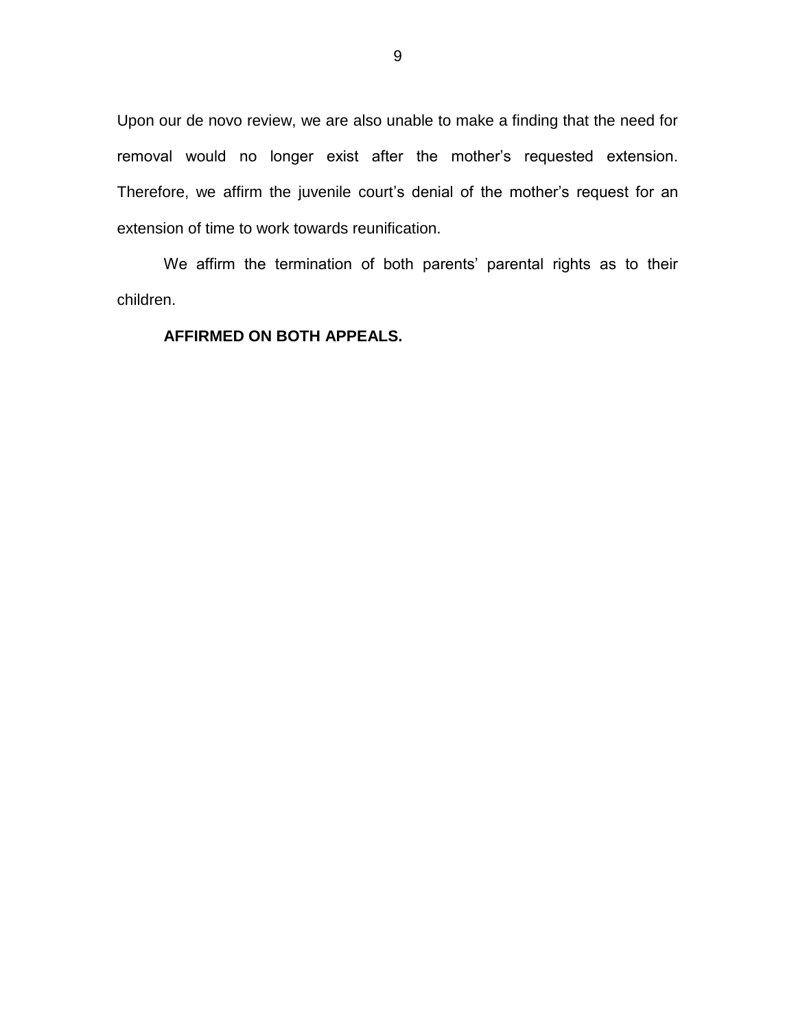Upon our de novo review, we are also unable to make a finding that the need for removal would no longer exist after the mother's requested extension. Therefore, we affirm the juvenile court's denial of the mother's request for an extension of time to work towards reunification.

We affirm the termination of both parents' parental rights as to their children.

**AFFIRMED ON BOTH APPEALS.**